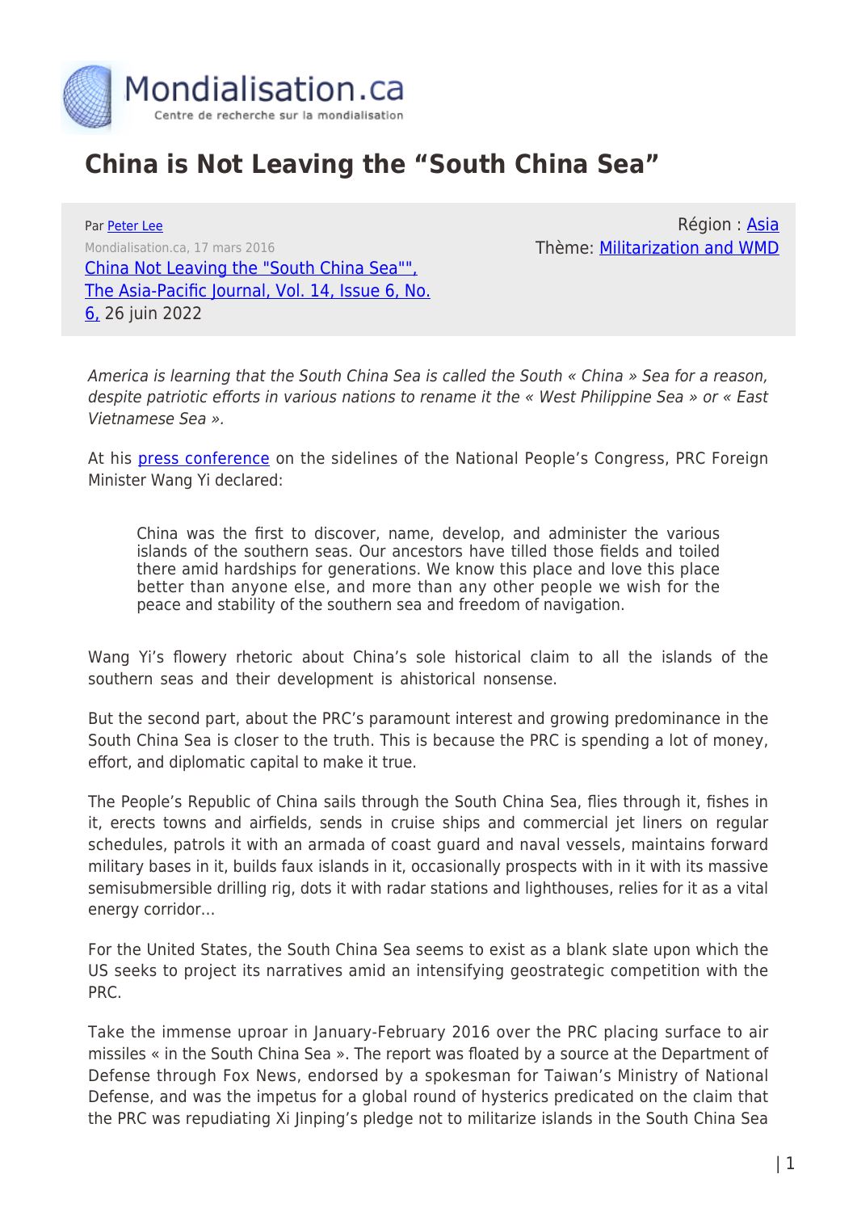Mondialisation.ca

Centre de recherche sur la mondialisation

# China is Not Leaving the "South China Sea"

Par Peter Lee

Mondialisation.ca, 17 mars 2016

China Not Leaving the "South China Sea"", The Asia-Pacific Journal, Vol. 14, Issue 6, No. 6, 26 juin 2022

Région : Asia

Thème: Militarization and WMD

*America is learning that the South China Sea is called the South « China » Sea for a reason, despite patriotic efforts in various nations to rename it the « West Philippine Sea » or « East Vietnamese Sea ».*

At his press conference on the sidelines of the National People's Congress, PRC Foreign Minister Wang Yi declared:

> China was the first to discover, name, develop, and administer the various islands of the southern seas. Our ancestors have tilled those fields and toiled there amid hardships for generations. We know this place and love this place better than anyone else, and more than any other people we wish for the peace and stability of the southern sea and freedom of navigation.

Wang Yi's flowery rhetoric about China's sole historical claim to all the islands of the southern seas and their development is ahistorical nonsense.

But the second part, about the PRC's paramount interest and growing predominance in the South China Sea is closer to the truth. This is because the PRC is spending a lot of money, effort, and diplomatic capital to make it true.

The People's Republic of China sails through the South China Sea, flies through it, fishes in it, erects towns and airfields, sends in cruise ships and commercial jet liners on regular schedules, patrols it with an armada of coast guard and naval vessels, maintains forward military bases in it, builds faux islands in it, occasionally prospects with in it with its massive semisubmersible drilling rig, dots it with radar stations and lighthouses, relies for it as a vital energy corridor…

For the United States, the South China Sea seems to exist as a blank slate upon which the US seeks to project its narratives amid an intensifying geostrategic competition with the PRC.

Take the immense uproar in January-February 2016 over the PRC placing surface to air missiles « in the South China Sea ». The report was floated by a source at the Department of Defense through Fox News, endorsed by a spokesman for Taiwan's Ministry of National Defense, and was the impetus for a global round of hysterics predicated on the claim that the PRC was repudiating Xi Jinping's pledge not to militarize islands in the South China Sea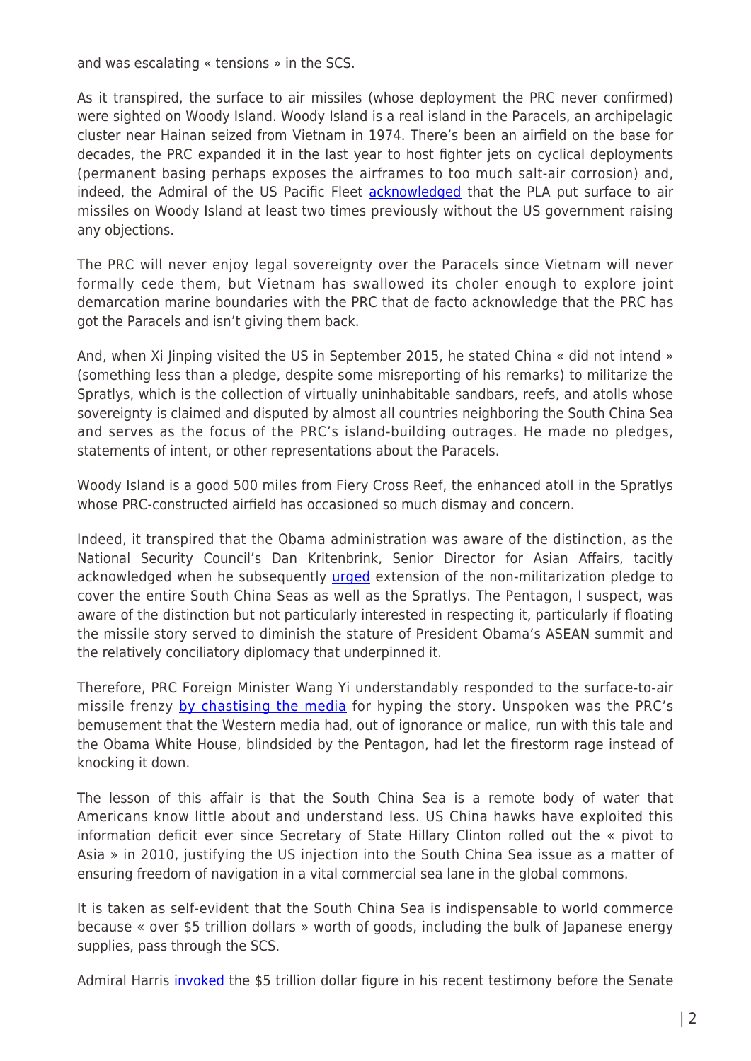and was escalating « tensions » in the SCS.

As it transpired, the surface to air missiles (whose deployment the PRC never confirmed) were sighted on Woody Island. Woody Island is a real island in the Paracels, an archipelagic cluster near Hainan seized from Vietnam in 1974. There's been an airfield on the base for decades, the PRC expanded it in the last year to host fighter jets on cyclical deployments (permanent basing perhaps exposes the airframes to too much salt-air corrosion) and, indeed, the Admiral of the US Pacific Fleet acknowledged that the PLA put surface to air missiles on Woody Island at least two times previously without the US government raising any objections.

The PRC will never enjoy legal sovereignty over the Paracels since Vietnam will never formally cede them, but Vietnam has swallowed its choler enough to explore joint demarcation marine boundaries with the PRC that de facto acknowledge that the PRC has got the Paracels and isn't giving them back.

And, when Xi Jinping visited the US in September 2015, he stated China « did not intend » (something less than a pledge, despite some misreporting of his remarks) to militarize the Spratlys, which is the collection of virtually uninhabitable sandbars, reefs, and atolls whose sovereignty is claimed and disputed by almost all countries neighboring the South China Sea and serves as the focus of the PRC's island-building outrages. He made no pledges, statements of intent, or other representations about the Paracels.

Woody Island is a good 500 miles from Fiery Cross Reef, the enhanced atoll in the Spratlys whose PRC-constructed airfield has occasioned so much dismay and concern.

Indeed, it transpired that the Obama administration was aware of the distinction, as the National Security Council's Dan Kritenbrink, Senior Director for Asian Affairs, tacitly acknowledged when he subsequently urged extension of the non-militarization pledge to cover the entire South China Seas as well as the Spratlys. The Pentagon, I suspect, was aware of the distinction but not particularly interested in respecting it, particularly if floating the missile story served to diminish the stature of President Obama's ASEAN summit and the relatively conciliatory diplomacy that underpinned it.

Therefore, PRC Foreign Minister Wang Yi understandably responded to the surface-to-air missile frenzy by chastising the media for hyping the story. Unspoken was the PRC's bemusement that the Western media had, out of ignorance or malice, run with this tale and the Obama White House, blindsided by the Pentagon, had let the firestorm rage instead of knocking it down.

The lesson of this affair is that the South China Sea is a remote body of water that Americans know little about and understand less. US China hawks have exploited this information deficit ever since Secretary of State Hillary Clinton rolled out the « pivot to Asia » in 2010, justifying the US injection into the South China Sea issue as a matter of ensuring freedom of navigation in a vital commercial sea lane in the global commons.

It is taken as self-evident that the South China Sea is indispensable to world commerce because « over $5 trillion dollars » worth of goods, including the bulk of Japanese energy supplies, pass through the SCS.

Admiral Harris invoked the $5 trillion dollar figure in his recent testimony before the Senate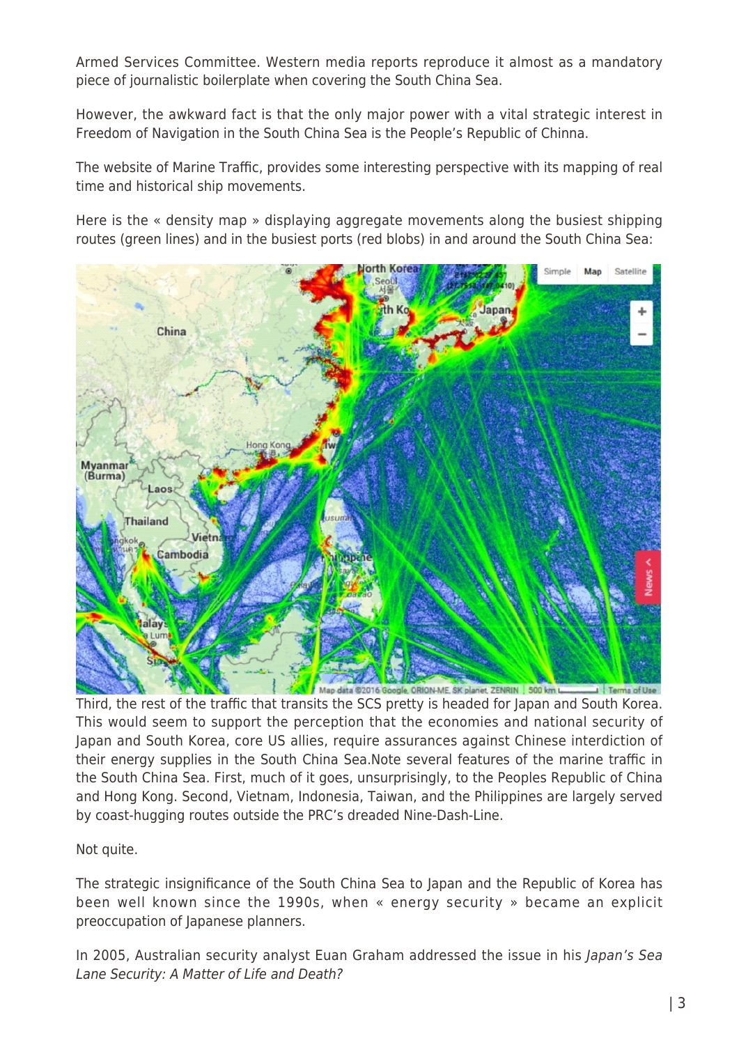Armed Services Committee. Western media reports reproduce it almost as a mandatory piece of journalistic boilerplate when covering the South China Sea.

However, the awkward fact is that the only major power with a vital strategic interest in Freedom of Navigation in the South China Sea is the People's Republic of Chinna.

The website of Marine Traffic, provides some interesting perspective with its mapping of real time and historical ship movements.

Here is the « density map » displaying aggregate movements along the busiest shipping routes (green lines) and in the busiest ports (red blobs) in and around the South China Sea:

Third, the rest of the traffic that transits the SCS pretty is headed for Japan and South Korea. This would seem to support the perception that the economies and national security of Japan and South Korea, core US allies, require assurances against Chinese interdiction of their energy supplies in the South China Sea.Note several features of the marine traffic in the South China Sea. First, much of it goes, unsurprisingly, to the Peoples Republic of China and Hong Kong. Second, Vietnam, Indonesia, Taiwan, and the Philippines are largely served by coast-hugging routes outside the PRC's dreaded Nine-Dash-Line.

Not quite.

The strategic insignificance of the South China Sea to Japan and the Republic of Korea has been well known since the 1990s, when « energy security » became an explicit preoccupation of Japanese planners.

In 2005, Australian security analyst Euan Graham addressed the issue in his *Japan's Sea Lane Security: A Matter of Life and Death?*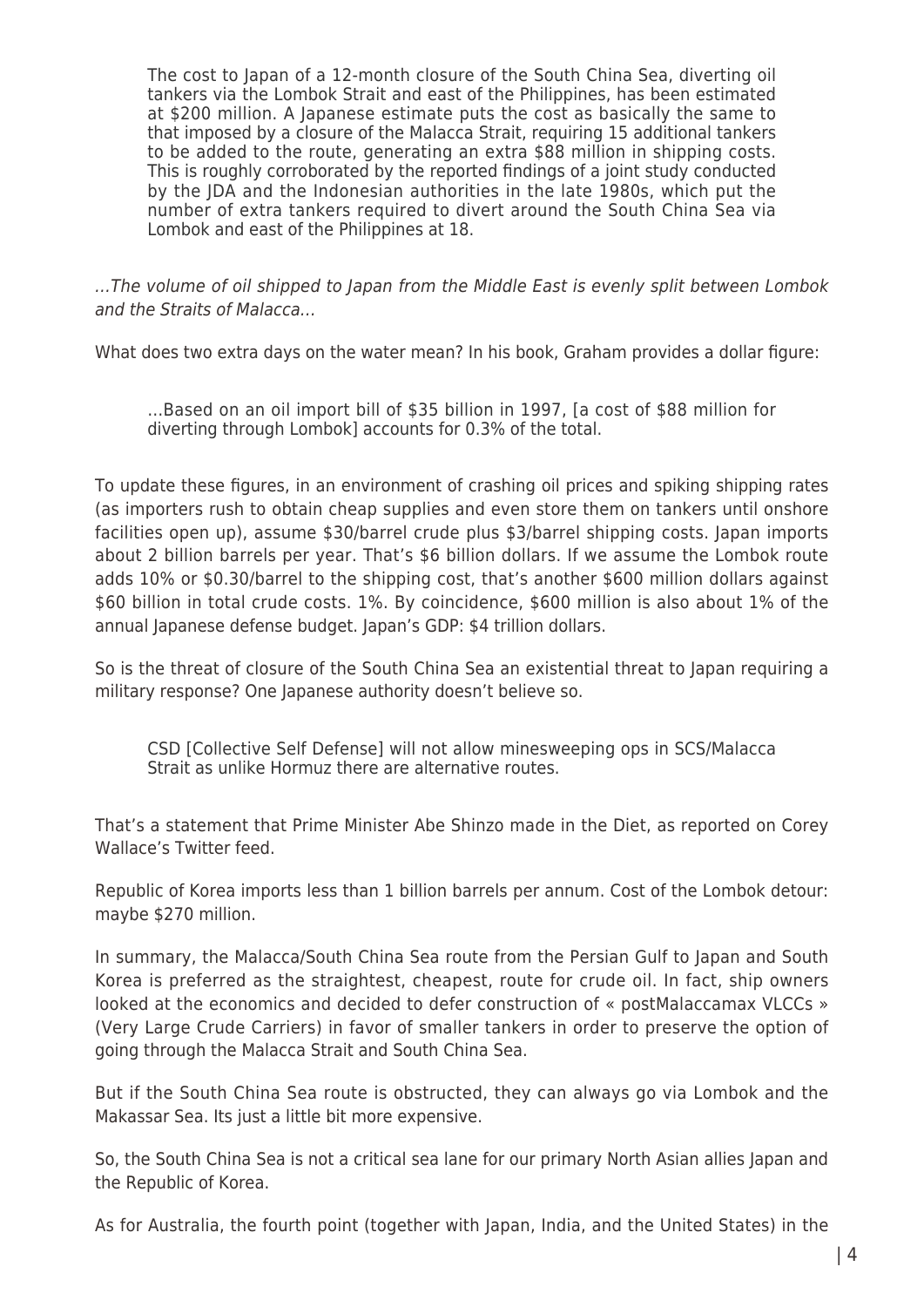> The cost to Japan of a 12-month closure of the South China Sea, diverting oil tankers via the Lombok Strait and east of the Philippines, has been estimated at $200 million. A Japanese estimate puts the cost as basically the same to that imposed by a closure of the Malacca Strait, requiring 15 additional tankers to be added to the route, generating an extra $88 million in shipping costs. This is roughly corroborated by the reported findings of a joint study conducted by the JDA and the Indonesian authorities in the late 1980s, which put the number of extra tankers required to divert around the South China Sea via Lombok and east of the Philippines at 18.

*…The volume of oil shipped to Japan from the Middle East is evenly split between Lombok and the Straits of Malacca…*

What does two extra days on the water mean? In his book, Graham provides a dollar figure:

> …Based on an oil import bill of $35 billion in 1997, [a cost of $88 million for diverting through Lombok] accounts for 0.3% of the total.

To update these figures, in an environment of crashing oil prices and spiking shipping rates (as importers rush to obtain cheap supplies and even store them on tankers until onshore facilities open up), assume $30/barrel crude plus $3/barrel shipping costs. Japan imports about 2 billion barrels per year. That's $6 billion dollars. If we assume the Lombok route adds 10% or $0.30/barrel to the shipping cost, that's another $600 million dollars against $60 billion in total crude costs. 1%. By coincidence, $600 million is also about 1% of the annual Japanese defense budget. Japan's GDP: $4 trillion dollars.

So is the threat of closure of the South China Sea an existential threat to Japan requiring a military response? One Japanese authority doesn't believe so.

> CSD [Collective Self Defense] will not allow minesweeping ops in SCS/Malacca Strait as unlike Hormuz there are alternative routes.

That's a statement that Prime Minister Abe Shinzo made in the Diet, as reported on Corey Wallace's Twitter feed.

Republic of Korea imports less than 1 billion barrels per annum. Cost of the Lombok detour: maybe $270 million.

In summary, the Malacca/South China Sea route from the Persian Gulf to Japan and South Korea is preferred as the straightest, cheapest, route for crude oil. In fact, ship owners looked at the economics and decided to defer construction of « postMalaccamax VLCCs » (Very Large Crude Carriers) in favor of smaller tankers in order to preserve the option of going through the Malacca Strait and South China Sea.

But if the South China Sea route is obstructed, they can always go via Lombok and the Makassar Sea. Its just a little bit more expensive.

So, the South China Sea is not a critical sea lane for our primary North Asian allies Japan and the Republic of Korea.

As for Australia, the fourth point (together with Japan, India, and the United States) in the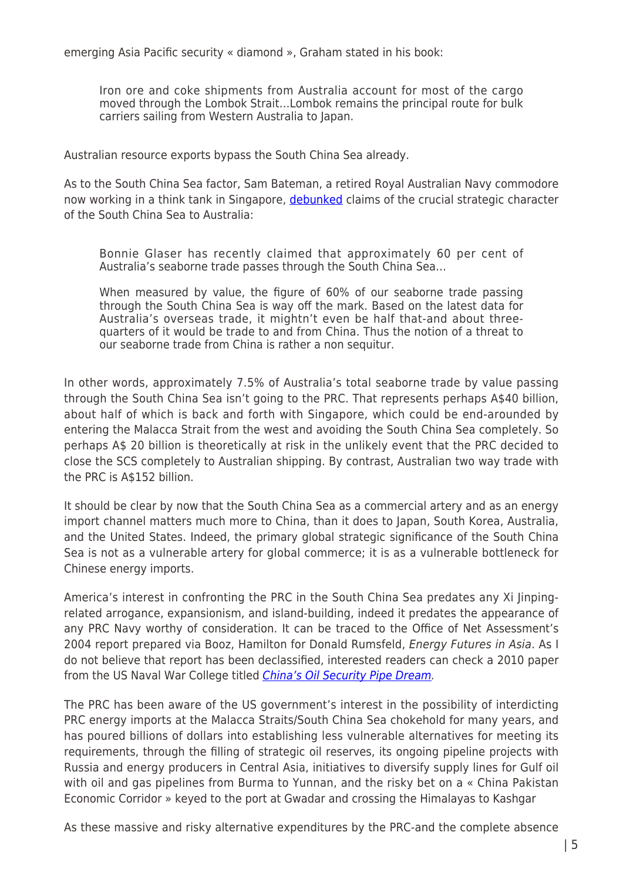emerging Asia Pacific security « diamond », Graham stated in his book:

> Iron ore and coke shipments from Australia account for most of the cargo moved through the Lombok Strait…Lombok remains the principal route for bulk carriers sailing from Western Australia to Japan.

Australian resource exports bypass the South China Sea already.

As to the South China Sea factor, Sam Bateman, a retired Royal Australian Navy commodore now working in a think tank in Singapore, debunked claims of the crucial strategic character of the South China Sea to Australia:

> Bonnie Glaser has recently claimed that approximately 60 per cent of Australia's seaborne trade passes through the South China Sea…
>
> When measured by value, the figure of 60% of our seaborne trade passing through the South China Sea is way off the mark. Based on the latest data for Australia's overseas trade, it mightn't even be half that-and about three-quarters of it would be trade to and from China. Thus the notion of a threat to our seaborne trade from China is rather a non sequitur.

In other words, approximately 7.5% of Australia's total seaborne trade by value passing through the South China Sea isn't going to the PRC. That represents perhaps A$40 billion, about half of which is back and forth with Singapore, which could be end-arounded by entering the Malacca Strait from the west and avoiding the South China Sea completely. So perhaps A$ 20 billion is theoretically at risk in the unlikely event that the PRC decided to close the SCS completely to Australian shipping. By contrast, Australian two way trade with the PRC is A$152 billion.

It should be clear by now that the South China Sea as a commercial artery and as an energy import channel matters much more to China, than it does to Japan, South Korea, Australia, and the United States. Indeed, the primary global strategic significance of the South China Sea is not as a vulnerable artery for global commerce; it is as a vulnerable bottleneck for Chinese energy imports.

America's interest in confronting the PRC in the South China Sea predates any Xi Jinping-related arrogance, expansionism, and island-building, indeed it predates the appearance of any PRC Navy worthy of consideration. It can be traced to the Office of Net Assessment's 2004 report prepared via Booz, Hamilton for Donald Rumsfeld, *Energy Futures in Asia*. As I do not believe that report has been declassified, interested readers can check a 2010 paper from the US Naval War College titled *China's Oil Security Pipe Dream*.

The PRC has been aware of the US government's interest in the possibility of interdicting PRC energy imports at the Malacca Straits/South China Sea chokehold for many years, and has poured billions of dollars into establishing less vulnerable alternatives for meeting its requirements, through the filling of strategic oil reserves, its ongoing pipeline projects with Russia and energy producers in Central Asia, initiatives to diversify supply lines for Gulf oil with oil and gas pipelines from Burma to Yunnan, and the risky bet on a « China Pakistan Economic Corridor » keyed to the port at Gwadar and crossing the Himalayas to Kashgar

As these massive and risky alternative expenditures by the PRC-and the complete absence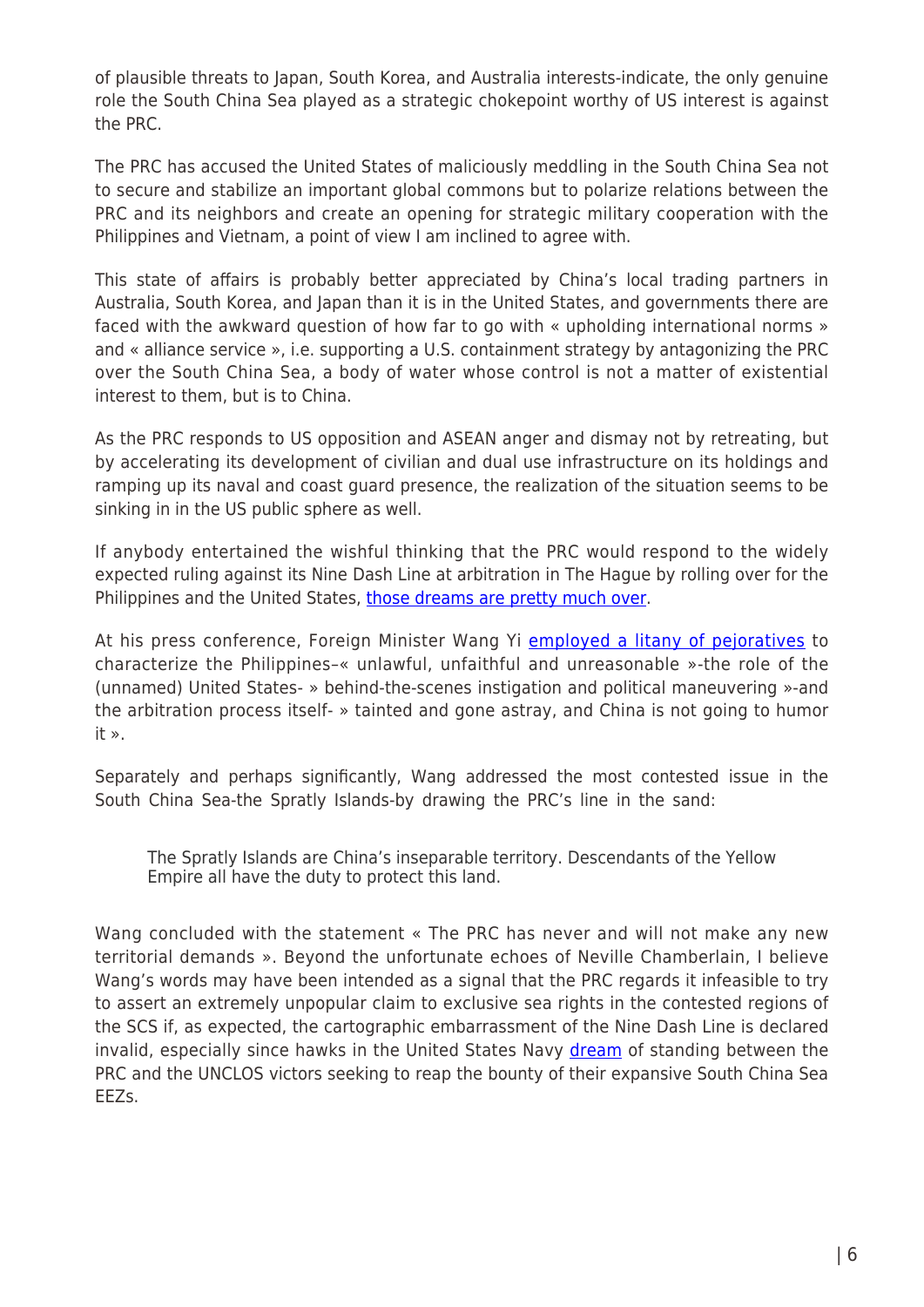of plausible threats to Japan, South Korea, and Australia interests-indicate, the only genuine role the South China Sea played as a strategic chokepoint worthy of US interest is against the PRC.

The PRC has accused the United States of maliciously meddling in the South China Sea not to secure and stabilize an important global commons but to polarize relations between the PRC and its neighbors and create an opening for strategic military cooperation with the Philippines and Vietnam, a point of view I am inclined to agree with.

This state of affairs is probably better appreciated by China's local trading partners in Australia, South Korea, and Japan than it is in the United States, and governments there are faced with the awkward question of how far to go with « upholding international norms » and « alliance service », i.e. supporting a U.S. containment strategy by antagonizing the PRC over the South China Sea, a body of water whose control is not a matter of existential interest to them, but is to China.

As the PRC responds to US opposition and ASEAN anger and dismay not by retreating, but by accelerating its development of civilian and dual use infrastructure on its holdings and ramping up its naval and coast guard presence, the realization of the situation seems to be sinking in in the US public sphere as well.

If anybody entertained the wishful thinking that the PRC would respond to the widely expected ruling against its Nine Dash Line at arbitration in The Hague by rolling over for the Philippines and the United States, [those dreams are pretty much over].

At his press conference, Foreign Minister Wang Yi [employed a litany of pejoratives] to characterize the Philippines–« unlawful, unfaithful and unreasonable »-the role of the (unnamed) United States- » behind-the-scenes instigation and political maneuvering »-and the arbitration process itself- » tainted and gone astray, and China is not going to humor it ».

Separately and perhaps significantly, Wang addressed the most contested issue in the South China Sea-the Spratly Islands-by drawing the PRC's line in the sand:

> The Spratly Islands are China's inseparable territory. Descendants of the Yellow Empire all have the duty to protect this land.

Wang concluded with the statement « The PRC has never and will not make any new territorial demands ». Beyond the unfortunate echoes of Neville Chamberlain, I believe Wang's words may have been intended as a signal that the PRC regards it infeasible to try to assert an extremely unpopular claim to exclusive sea rights in the contested regions of the SCS if, as expected, the cartographic embarrassment of the Nine Dash Line is declared invalid, especially since hawks in the United States Navy [dream] of standing between the PRC and the UNCLOS victors seeking to reap the bounty of their expansive South China Sea EEZs.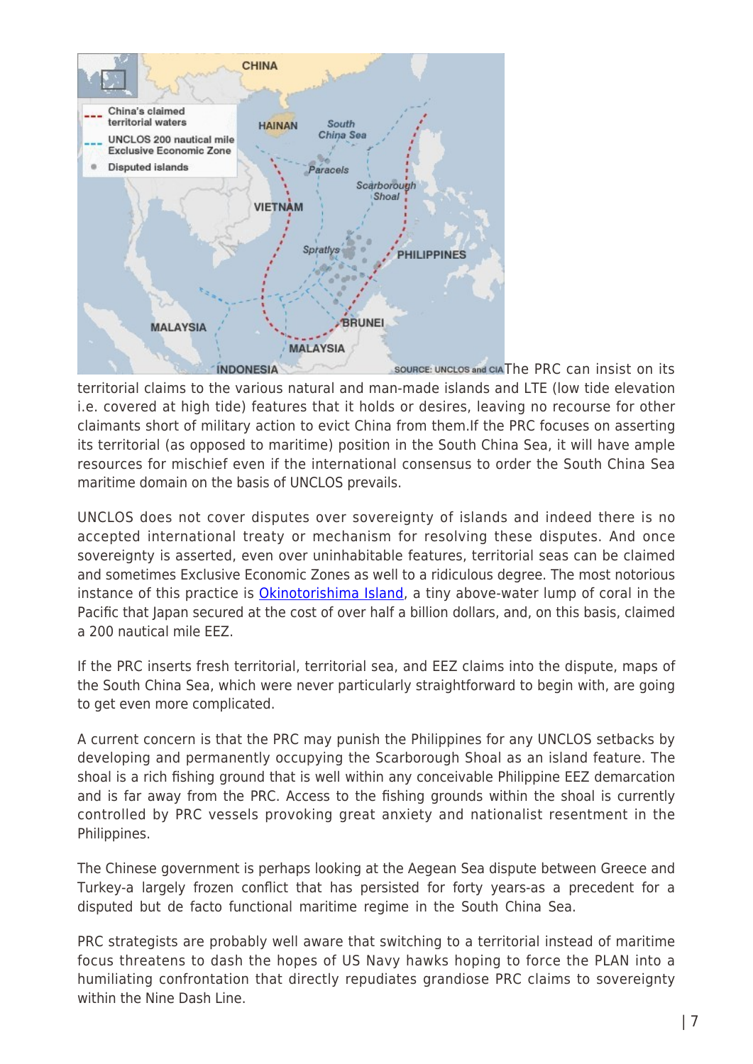The PRC can insist on its territorial claims to the various natural and man-made islands and LTE (low tide elevation i.e. covered at high tide) features that it holds or desires, leaving no recourse for other claimants short of military action to evict China from them.If the PRC focuses on asserting its territorial (as opposed to maritime) position in the South China Sea, it will have ample resources for mischief even if the international consensus to order the South China Sea maritime domain on the basis of UNCLOS prevails.

UNCLOS does not cover disputes over sovereignty of islands and indeed there is no accepted international treaty or mechanism for resolving these disputes. And once sovereignty is asserted, even over uninhabitable features, territorial seas can be claimed and sometimes Exclusive Economic Zones as well to a ridiculous degree. The most notorious instance of this practice is Okinotorishima Island, a tiny above-water lump of coral in the Pacific that Japan secured at the cost of over half a billion dollars, and, on this basis, claimed a 200 nautical mile EEZ.

If the PRC inserts fresh territorial, territorial sea, and EEZ claims into the dispute, maps of the South China Sea, which were never particularly straightforward to begin with, are going to get even more complicated.

A current concern is that the PRC may punish the Philippines for any UNCLOS setbacks by developing and permanently occupying the Scarborough Shoal as an island feature. The shoal is a rich fishing ground that is well within any conceivable Philippine EEZ demarcation and is far away from the PRC. Access to the fishing grounds within the shoal is currently controlled by PRC vessels provoking great anxiety and nationalist resentment in the Philippines.

The Chinese government is perhaps looking at the Aegean Sea dispute between Greece and Turkey-a largely frozen conflict that has persisted for forty years-as a precedent for a disputed but de facto functional maritime regime in the South China Sea.

PRC strategists are probably well aware that switching to a territorial instead of maritime focus threatens to dash the hopes of US Navy hawks hoping to force the PLAN into a humiliating confrontation that directly repudiates grandiose PRC claims to sovereignty within the Nine Dash Line.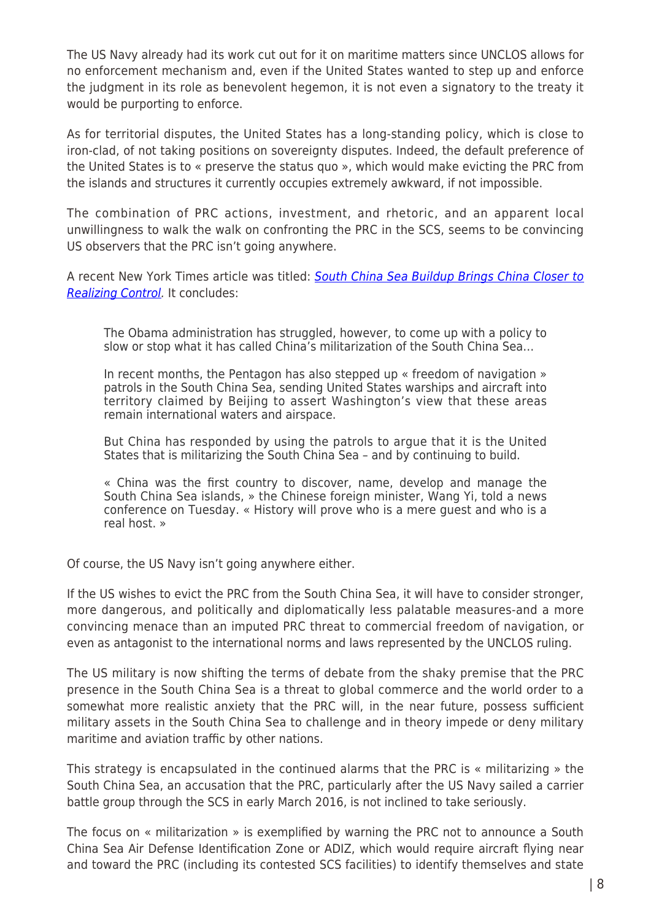The US Navy already had its work cut out for it on maritime matters since UNCLOS allows for no enforcement mechanism and, even if the United States wanted to step up and enforce the judgment in its role as benevolent hegemon, it is not even a signatory to the treaty it would be purporting to enforce.

As for territorial disputes, the United States has a long-standing policy, which is close to iron-clad, of not taking positions on sovereignty disputes. Indeed, the default preference of the United States is to « preserve the status quo », which would make evicting the PRC from the islands and structures it currently occupies extremely awkward, if not impossible.

The combination of PRC actions, investment, and rhetoric, and an apparent local unwillingness to walk the walk on confronting the PRC in the SCS, seems to be convincing US observers that the PRC isn't going anywhere.

A recent New York Times article was titled: *South China Sea Buildup Brings China Closer to Realizing Control*. It concludes:

> The Obama administration has struggled, however, to come up with a policy to slow or stop what it has called China's militarization of the South China Sea…
>
> In recent months, the Pentagon has also stepped up « freedom of navigation » patrols in the South China Sea, sending United States warships and aircraft into territory claimed by Beijing to assert Washington's view that these areas remain international waters and airspace.
>
> But China has responded by using the patrols to argue that it is the United States that is militarizing the South China Sea – and by continuing to build.
>
> « China was the first country to discover, name, develop and manage the South China Sea islands, » the Chinese foreign minister, Wang Yi, told a news conference on Tuesday. « History will prove who is a mere guest and who is a real host. »

Of course, the US Navy isn't going anywhere either.

If the US wishes to evict the PRC from the South China Sea, it will have to consider stronger, more dangerous, and politically and diplomatically less palatable measures-and a more convincing menace than an imputed PRC threat to commercial freedom of navigation, or even as antagonist to the international norms and laws represented by the UNCLOS ruling.

The US military is now shifting the terms of debate from the shaky premise that the PRC presence in the South China Sea is a threat to global commerce and the world order to a somewhat more realistic anxiety that the PRC will, in the near future, possess sufficient military assets in the South China Sea to challenge and in theory impede or deny military maritime and aviation traffic by other nations.

This strategy is encapsulated in the continued alarms that the PRC is « militarizing » the South China Sea, an accusation that the PRC, particularly after the US Navy sailed a carrier battle group through the SCS in early March 2016, is not inclined to take seriously.

The focus on « militarization » is exemplified by warning the PRC not to announce a South China Sea Air Defense Identification Zone or ADIZ, which would require aircraft flying near and toward the PRC (including its contested SCS facilities) to identify themselves and state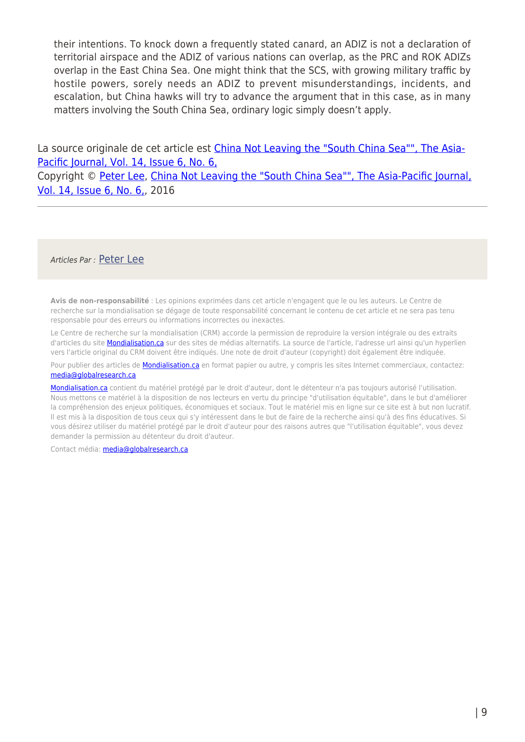their intentions. To knock down a frequently stated canard, an ADIZ is not a declaration of territorial airspace and the ADIZ of various nations can overlap, as the PRC and ROK ADIZs overlap in the East China Sea. One might think that the SCS, with growing military traffic by hostile powers, sorely needs an ADIZ to prevent misunderstandings, incidents, and escalation, but China hawks will try to advance the argument that in this case, as in many matters involving the South China Sea, ordinary logic simply doesn't apply.

La source originale de cet article est China Not Leaving the "South China Sea"", The Asia-Pacific Journal, Vol. 14, Issue 6, No. 6,
Copyright © Peter Lee, China Not Leaving the "South China Sea"", The Asia-Pacific Journal, Vol. 14, Issue 6, No. 6,, 2016

---

*Articles Par :* Peter Lee

**Avis de non-responsabilité** : Les opinions exprimées dans cet article n'engagent que le ou les auteurs. Le Centre de recherche sur la mondialisation se dégage de toute responsabilité concernant le contenu de cet article et ne sera pas tenu responsable pour des erreurs ou informations incorrectes ou inexactes.

Le Centre de recherche sur la mondialisation (CRM) accorde la permission de reproduire la version intégrale ou des extraits d'articles du site Mondialisation.ca sur des sites de médias alternatifs. La source de l'article, l'adresse url ainsi qu'un hyperlien vers l'article original du CRM doivent être indiqués. Une note de droit d'auteur (copyright) doit également être indiquée.

Pour publier des articles de Mondialisation.ca en format papier ou autre, y compris les sites Internet commerciaux, contactez: media@globalresearch.ca

Mondialisation.ca contient du matériel protégé par le droit d'auteur, dont le détenteur n'a pas toujours autorisé l'utilisation. Nous mettons ce matériel à la disposition de nos lecteurs en vertu du principe "d'utilisation équitable", dans le but d'améliorer la compréhension des enjeux politiques, économiques et sociaux. Tout le matériel mis en ligne sur ce site est à but non lucratif. Il est mis à la disposition de tous ceux qui s'y intéressent dans le but de faire de la recherche ainsi qu'à des fins éducatives. Si vous désirez utiliser du matériel protégé par le droit d'auteur pour des raisons autres que "l'utilisation équitable", vous devez demander la permission au détenteur du droit d'auteur.

Contact média: media@globalresearch.ca